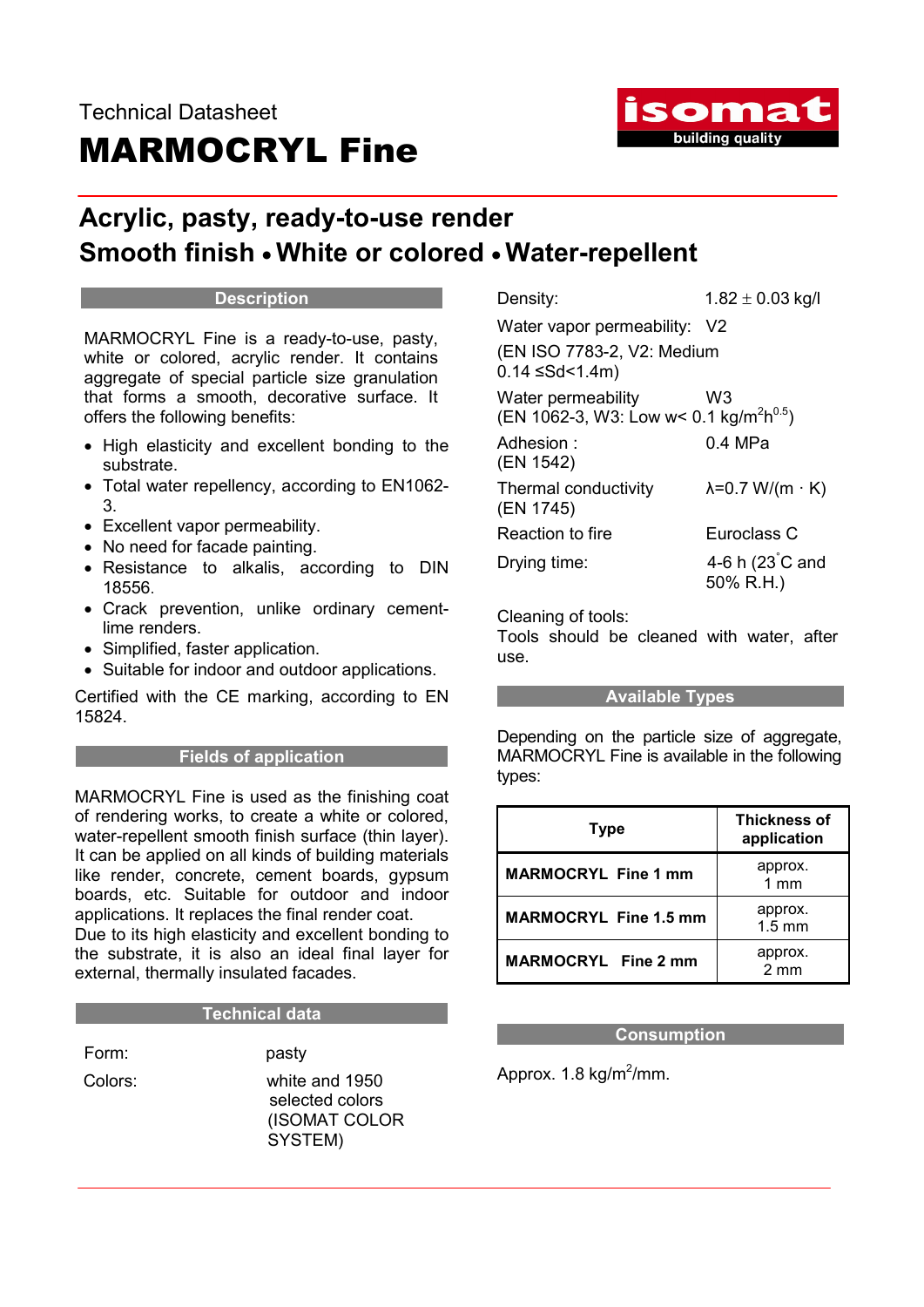Technical Datasheet

# MARMOCRYL Fine

isomat building quality

## Acrylic, pasty, ready-to-use render
## Smooth finish • White or colored • Water-repellent

### Description

MARMOCRYL Fine is a ready-to-use, pasty, white or colored, acrylic render. It contains aggregate of special particle size granulation that forms a smooth, decorative surface. It offers the following benefits:

- High elasticity and excellent bonding to the substrate.
- Total water repellency, according to EN1062-3.
- Excellent vapor permeability.
- No need for facade painting.
- Resistance to alkalis, according to DIN 18556.
- Crack prevention, unlike ordinary cement-lime renders.
- Simplified, faster application.
- Suitable for indoor and outdoor applications.

Certified with the CE marking, according to EN 15824.

### Fields of application

MARMOCRYL Fine is used as the finishing coat of rendering works, to create a white or colored, water-repellent smooth finish surface (thin layer). It can be applied on all kinds of building materials like render, concrete, cement boards, gypsum boards, etc. Suitable for outdoor and indoor applications. It replaces the final render coat.
Due to its high elasticity and excellent bonding to the substrate, it is also an ideal final layer for external, thermally insulated facades.

### Technical data

| | |
|---|---|
| Form: | pasty |
| Colors: | white and 1950 selected colors (ISOMAT COLOR SYSTEM) |
| Density: | $1.82 \pm 0.03$ kg/l |
| Water vapor permeability: (EN ISO 7783-2, V2: Medium 0.14 ≤Sd<1.4m) | V2 |
| Water permeability (EN 1062-3, W3: Low w< 0.1 kg/m$^2$h$^{0.5}$) | W3 |
| Adhesion : (EN 1542) | 0.4 MPa |
| Thermal conductivity (EN 1745) | $\lambda$=0.7 W/(m · K) |
| Reaction to fire | Euroclass C |
| Drying time: | 4-6 h (23°C and 50% R.H.) |

Cleaning of tools:
Tools should be cleaned with water, after use.

### Available Types

Depending on the particle size of aggregate, MARMOCRYL Fine is available in the following types:

| Type | Thickness of application |
|---|---|
| **MARMOCRYL Fine 1 mm** | approx. 1 mm |
| **MARMOCRYL Fine 1.5 mm** | approx. 1.5 mm |
| **MARMOCRYL Fine 2 mm** | approx. 2 mm |

### Consumption

Approx. 1.8 kg/m$^2$/mm.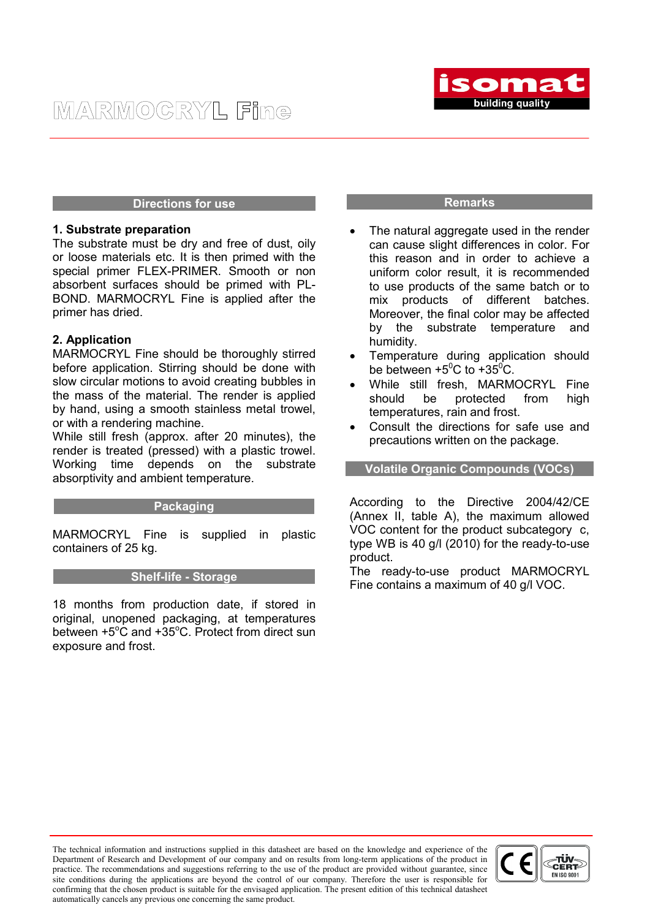# MARMOCRYL Fine

## Directions for use

**1. Substrate preparation**

The substrate must be dry and free of dust, oily or loose materials etc. It is then primed with the special primer FLEX-PRIMER. Smooth or non absorbent surfaces should be primed with PL-BOND. MARMOCRYL Fine is applied after the primer has dried.

**2. Application**

MARMOCRYL Fine should be thoroughly stirred before application. Stirring should be done with slow circular motions to avoid creating bubbles in the mass of the material. The render is applied by hand, using a smooth stainless metal trowel, or with a rendering machine.

While still fresh (approx. after 20 minutes), the render is treated (pressed) with a plastic trowel. Working time depends on the substrate absorptivity and ambient temperature.

## Packaging

MARMOCRYL Fine is supplied in plastic containers of 25 kg.

## Shelf-life - Storage

18 months from production date, if stored in original, unopened packaging, at temperatures between +5°C and +35°C. Protect from direct sun exposure and frost.

## Remarks

- The natural aggregate used in the render can cause slight differences in color. For this reason and in order to achieve a uniform color result, it is recommended to use products of the same batch or to mix products of different batches. Moreover, the final color may be affected by the substrate temperature and humidity.
- Temperature during application should be between +5°C to +35°C.
- While still fresh, MARMOCRYL Fine should be protected from high temperatures, rain and frost.
- Consult the directions for safe use and precautions written on the package.

## Volatile Organic Compounds (VOCs)

According to the Directive 2004/42/CE (Annex II, table A), the maximum allowed VOC content for the product subcategory c, type WB is 40 g/l (2010) for the ready-to-use product.

The ready-to-use product MARMOCRYL Fine contains a maximum of 40 g/l VOC.

The technical information and instructions supplied in this datasheet are based on the knowledge and experience of the Department of Research and Development of our company and on results from long-term applications of the product in practice. The recommendations and suggestions referring to the use of the product are provided without guarantee, since site conditions during the applications are beyond the control of our company. Therefore the user is responsible for confirming that the chosen product is suitable for the envisaged application. The present edition of this technical datasheet automatically cancels any previous one concerning the same product.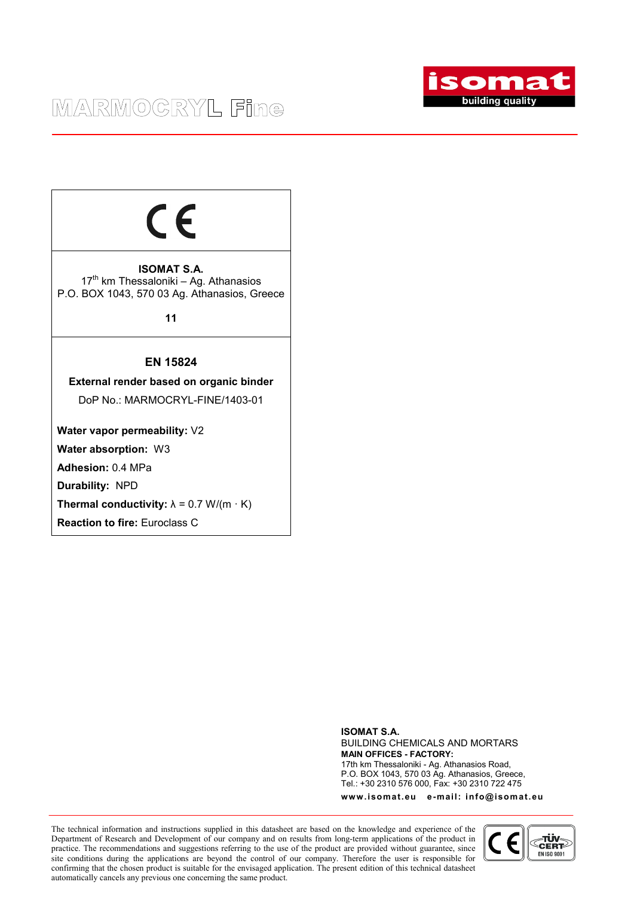# MARMOCRYL Fine

CE

**ISOMAT S.A.**
17th km Thessaloniki – Ag. Athanasios
P.O. BOX 1043, 570 03 Ag. Athanasios, Greece

**11**

**EN 15824**

**External render based on organic binder**

DoP No.: MARMOCRYL-FINE/1403-01

**Water vapor permeability:** V2

**Water absorption:** W3

**Adhesion:** 0.4 MPa

**Durability:** NPD

**Thermal conductivity:** $\lambda = 0.7$ W/(m · K)

**Reaction to fire:** Euroclass C

**ISOMAT S.A.**
BUILDING CHEMICALS AND MORTARS
**MAIN OFFICES - FACTORY:**
17th km Thessaloniki - Ag. Athanasios Road,
P.O. BOX 1043, 570 03 Ag. Athanasios, Greece,
Tel.: +30 2310 576 000, Fax: +30 2310 722 475
**www.isomat.eu e-mail: info@isomat.eu**

The technical information and instructions supplied in this datasheet are based on the knowledge and experience of the Department of Research and Development of our company and on results from long-term applications of the product in practice. The recommendations and suggestions referring to the use of the product are provided without guarantee, since site conditions during the applications are beyond the control of our company. Therefore the user is responsible for confirming that the chosen product is suitable for the envisaged application. The present edition of this technical datasheet automatically cancels any previous one concerning the same product.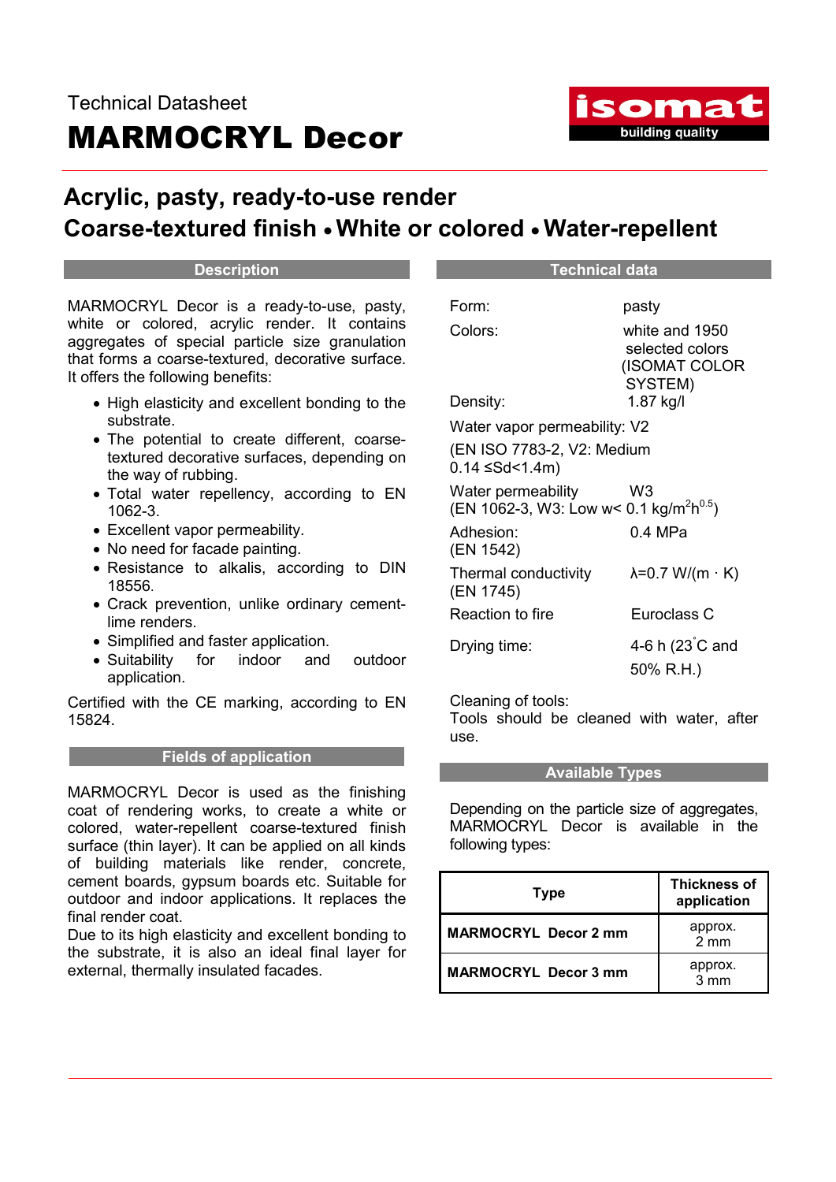Technical Datasheet

# MARMOCRYL Decor

## Acrylic, pasty, ready-to-use render
## Coarse-textured finish • White or colored • Water-repellent

### Description

MARMOCRYL Decor is a ready-to-use, pasty, white or colored, acrylic render. It contains aggregates of special particle size granulation that forms a coarse-textured, decorative surface. It offers the following benefits:

- High elasticity and excellent bonding to the substrate.
- The potential to create different, coarse-textured decorative surfaces, depending on the way of rubbing.
- Total water repellency, according to EN 1062-3.
- Excellent vapor permeability.
- No need for facade painting.
- Resistance to alkalis, according to DIN 18556.
- Crack prevention, unlike ordinary cement-lime renders.
- Simplified and faster application.
- Suitability for indoor and outdoor application.

Certified with the CE marking, according to EN 15824.

### Fields of application

MARMOCRYL Decor is used as the finishing coat of rendering works, to create a white or colored, water-repellent coarse-textured finish surface (thin layer). It can be applied on all kinds of building materials like render, concrete, cement boards, gypsum boards etc. Suitable for outdoor and indoor applications. It replaces the final render coat.
Due to its high elasticity and excellent bonding to the substrate, it is also an ideal final layer for external, thermally insulated facades.

### Technical data

Form: pasty

Colors: white and 1950 selected colors (ISOMAT COLOR SYSTEM)

Density: 1.87 kg/l

Water vapor permeability: V2
(EN ISO 7783-2, V2: Medium $0.14 \leq Sd < 1.4$m)

Water permeability W3
(EN 1062-3, W3: Low w< 0.1 kg/m$^2$h$^{0.5}$)

Adhesion: 0.4 MPa
(EN 1542)

Thermal conductivity $\lambda$=0.7 W/(m · K)
(EN 1745)

Reaction to fire Euroclass C

Drying time: 4-6 h (23°C and 50% R.H.)

Cleaning of tools:
Tools should be cleaned with water, after use.

### Available Types

Depending on the particle size of aggregates, MARMOCRYL Decor is available in the following types:

| Type | Thickness of application |
|---|---|
| **MARMOCRYL Decor 2 mm** | approx. 2 mm |
| **MARMOCRYL Decor 3 mm** | approx. 3 mm |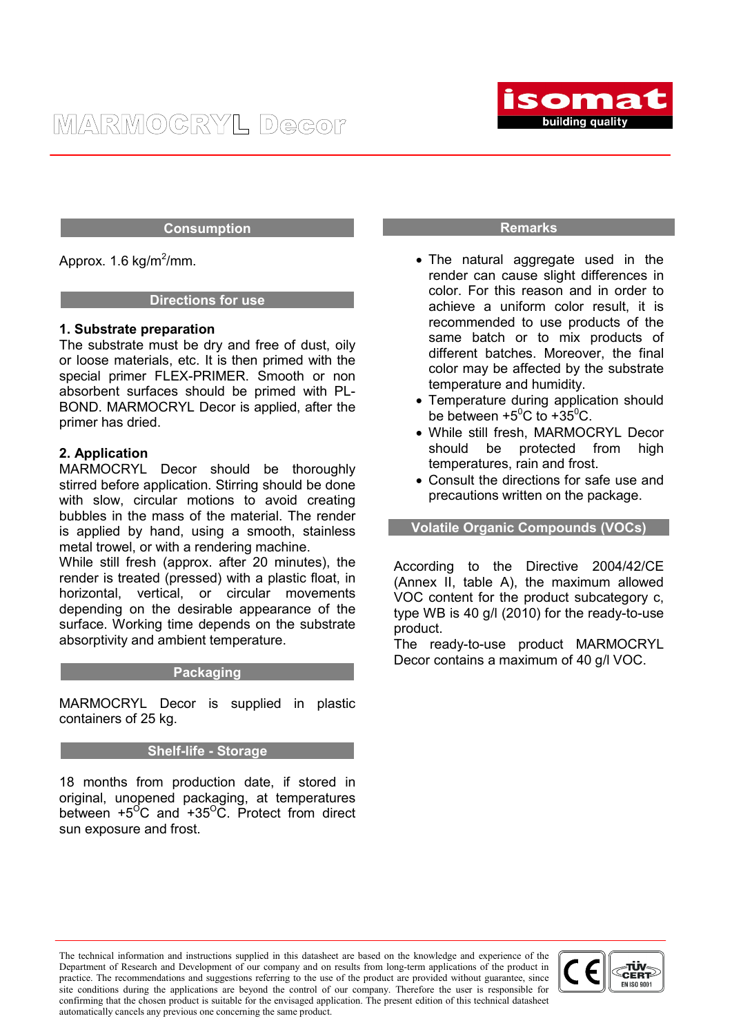## Consumption

Approx. 1.6 kg/m$^2$/mm.

## Directions for use

**1. Substrate preparation**

The substrate must be dry and free of dust, oily or loose materials, etc. It is then primed with the special primer FLEX-PRIMER. Smooth or non absorbent surfaces should be primed with PL-BOND. MARMOCRYL Decor is applied, after the primer has dried.

**2. Application**

MARMOCRYL Decor should be thoroughly stirred before application. Stirring should be done with slow, circular motions to avoid creating bubbles in the mass of the material. The render is applied by hand, using a smooth, stainless metal trowel, or with a rendering machine.

While still fresh (approx. after 20 minutes), the render is treated (pressed) with a plastic float, in horizontal, vertical, or circular movements depending on the desirable appearance of the surface. Working time depends on the substrate absorptivity and ambient temperature.

## Packaging

MARMOCRYL Decor is supplied in plastic containers of 25 kg.

## Shelf-life - Storage

18 months from production date, if stored in original, unopened packaging, at temperatures between +5$^{O}$C and +35$^{O}$C. Protect from direct sun exposure and frost.

## Remarks

- The natural aggregate used in the render can cause slight differences in color. For this reason and in order to achieve a uniform color result, it is recommended to use products of the same batch or to mix products of different batches. Moreover, the final color may be affected by the substrate temperature and humidity.
- Temperature during application should be between +5$^{0}$C to +35$^{0}$C.
- While still fresh, MARMOCRYL Decor should be protected from high temperatures, rain and frost.
- Consult the directions for safe use and precautions written on the package.

## Volatile Organic Compounds (VOCs)

According to the Directive 2004/42/CE (Annex II, table A), the maximum allowed VOC content for the product subcategory c, type WB is 40 g/l (2010) for the ready-to-use product.

The ready-to-use product MARMOCRYL Decor contains a maximum of 40 g/l VOC.

The technical information and instructions supplied in this datasheet are based on the knowledge and experience of the Department of Research and Development of our company and on results from long-term applications of the product in practice. The recommendations and suggestions referring to the use of the product are provided without guarantee, since site conditions during the applications are beyond the control of our company. Therefore the user is responsible for confirming that the chosen product is suitable for the envisaged application. The present edition of this technical datasheet automatically cancels any previous one concerning the same product.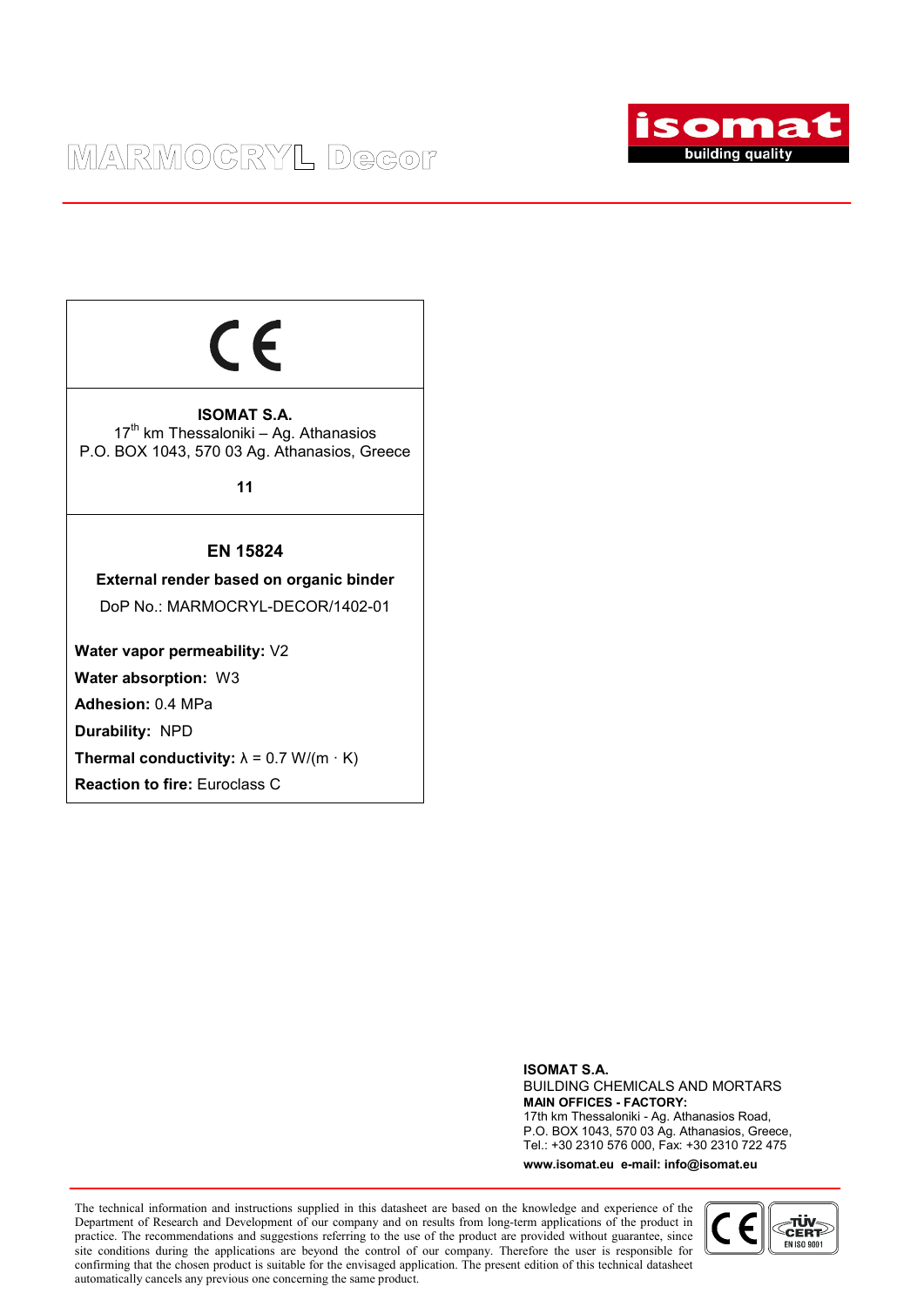# MARMOCRYL Decor

CE

**ISOMAT S.A.**
17th km Thessaloniki – Ag. Athanasios
P.O. BOX 1043, 570 03 Ag. Athanasios, Greece

**11**

**EN 15824**

**External render based on organic binder**

DoP No.: MARMOCRYL-DECOR/1402-01

**Water vapor permeability:** V2

**Water absorption:** W3

**Adhesion:** 0.4 MPa

**Durability:** NPD

**Thermal conductivity:** $\lambda$ = 0.7 W/(m · K)

**Reaction to fire:** Euroclass C

**ISOMAT S.A.**
BUILDING CHEMICALS AND MORTARS
**MAIN OFFICES - FACTORY:**
17th km Thessaloniki - Ag. Athanasios Road,
P.O. BOX 1043, 570 03 Ag. Athanasios, Greece,
Tel.: +30 2310 576 000, Fax: +30 2310 722 475

**www.isomat.eu e-mail: info@isomat.eu**

The technical information and instructions supplied in this datasheet are based on the knowledge and experience of the Department of Research and Development of our company and on results from long-term applications of the product in practice. The recommendations and suggestions referring to the use of the product are provided without guarantee, since site conditions during the applications are beyond the control of our company. Therefore the user is responsible for confirming that the chosen product is suitable for the envisaged application. The present edition of this technical datasheet automatically cancels any previous one concerning the same product.